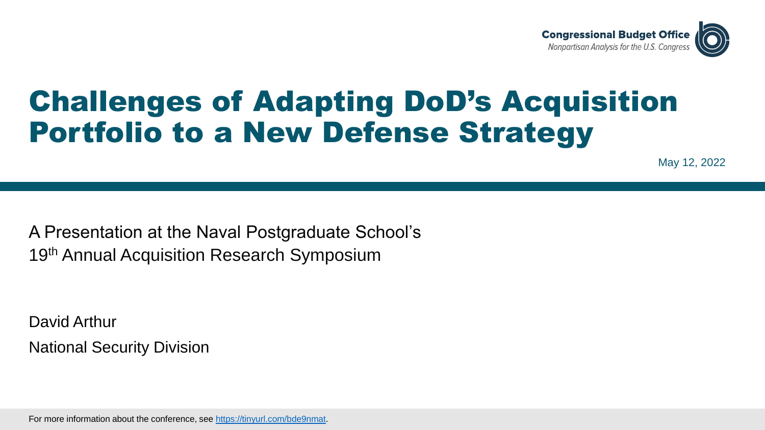Congressional Budget Office

*Nonpartisan Analysis for the U.S. Congress*

# Challenges of Adapting DoD's Acquisition Portfolio to a New Defense Strategy

May 12, 2022

A Presentation at the Naval Postgraduate School's
19th Annual Acquisition Research Symposium

David Arthur

National Security Division

For more information about the conference, see https://tinyurl.com/bde9nmat.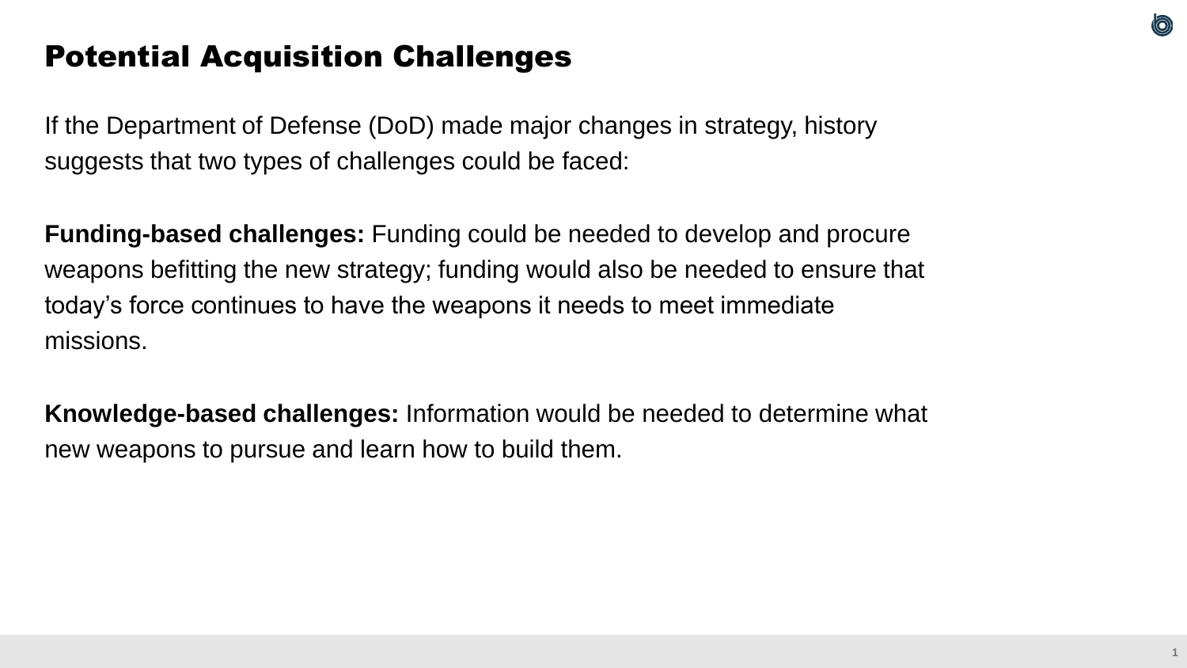# Potential Acquisition Challenges

If the Department of Defense (DoD) made major changes in strategy, history suggests that two types of challenges could be faced:

**Funding-based challenges:** Funding could be needed to develop and procure weapons befitting the new strategy; funding would also be needed to ensure that today's force continues to have the weapons it needs to meet immediate missions.

**Knowledge-based challenges:** Information would be needed to determine what new weapons to pursue and learn how to build them.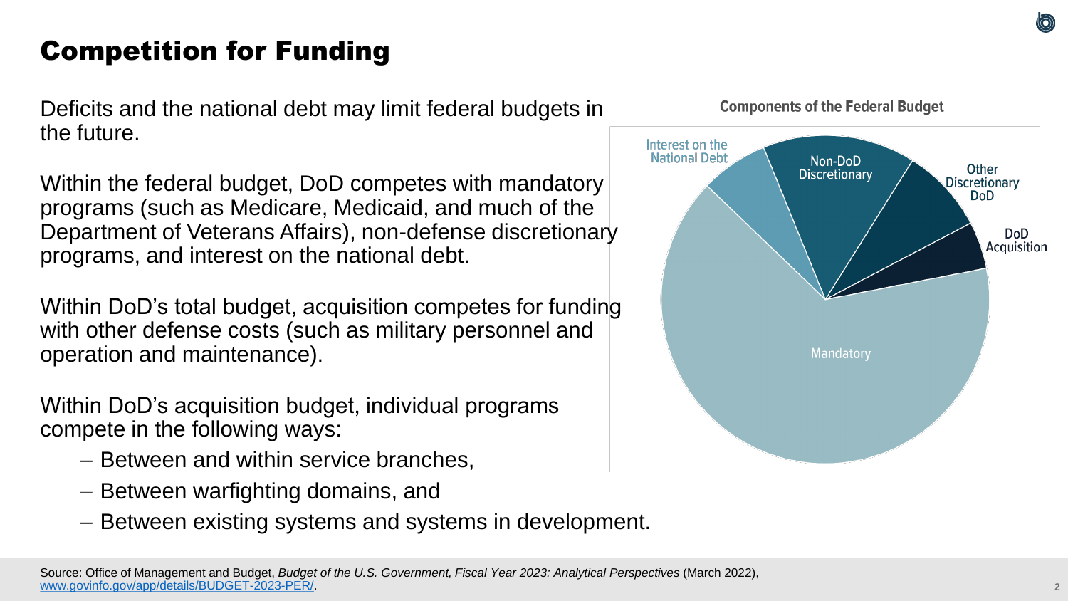# Competition for Funding

Deficits and the national debt may limit federal budgets in the future.

Within the federal budget, DoD competes with mandatory programs (such as Medicare, Medicaid, and much of the Department of Veterans Affairs), non-defense discretionary programs, and interest on the national debt.

Within DoD's total budget, acquisition competes for funding with other defense costs (such as military personnel and operation and maintenance).

Within DoD's acquisition budget, individual programs compete in the following ways:

- Between and within service branches,
- Between warfighting domains, and
- Between existing systems and systems in development.

**Components of the Federal Budget**

Interest on the National Debt

Non-DoD Discretionary

Other Discretionary DoD

DoD Acquisition

Mandatory

Source: Office of Management and Budget, *Budget of the U.S. Government, Fiscal Year 2023: Analytical Perspectives* (March 2022), www.govinfo.gov/app/details/BUDGET-2023-PER/.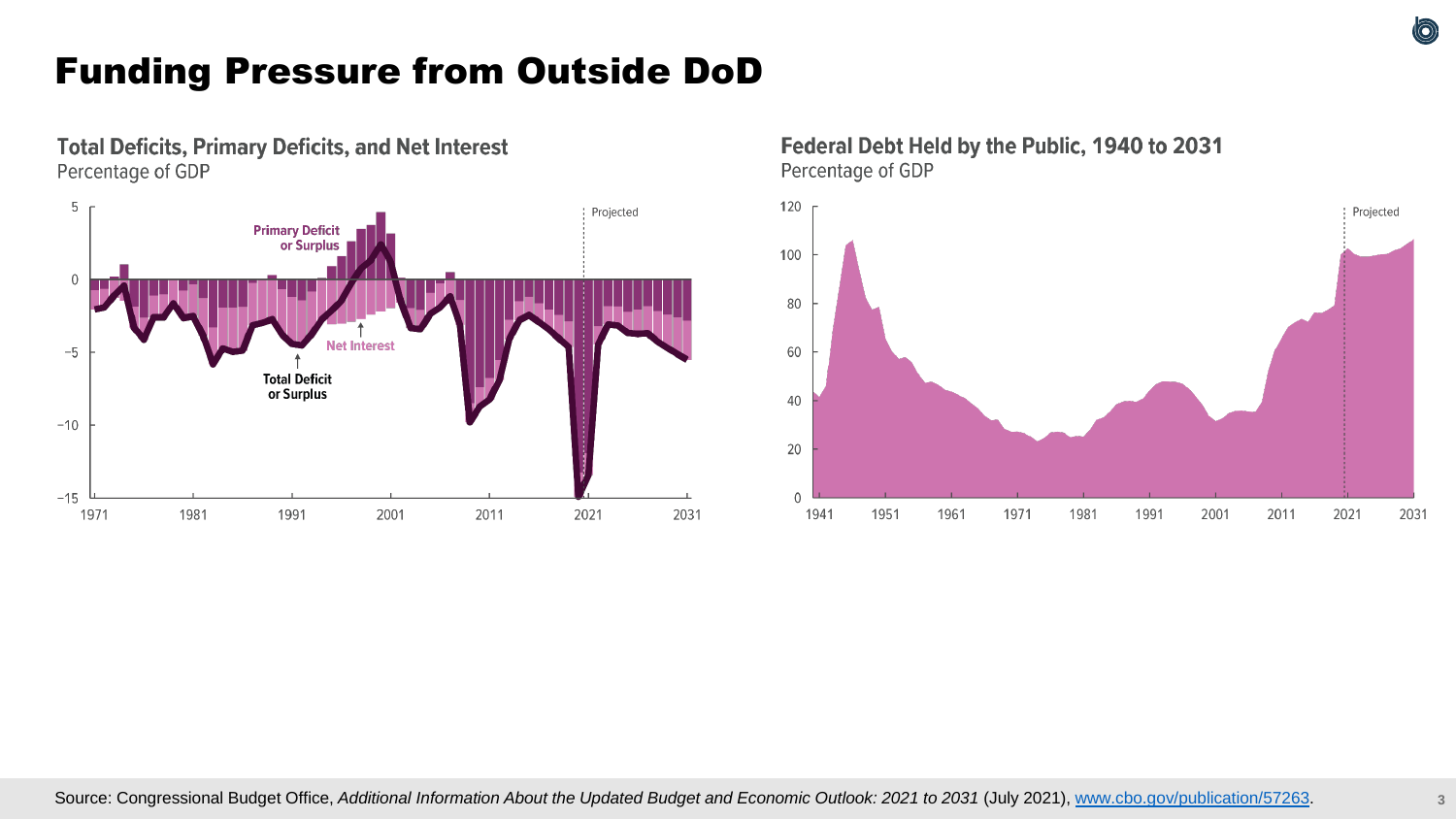# Funding Pressure from Outside DoD

**Total Deficits, Primary Deficits, and Net Interest**
Percentage of GDP

**Federal Debt Held by the Public, 1940 to 2031**
Percentage of GDP

Source: Congressional Budget Office, *Additional Information About the Updated Budget and Economic Outlook: 2021 to 2031* (July 2021), www.cbo.gov/publication/57263.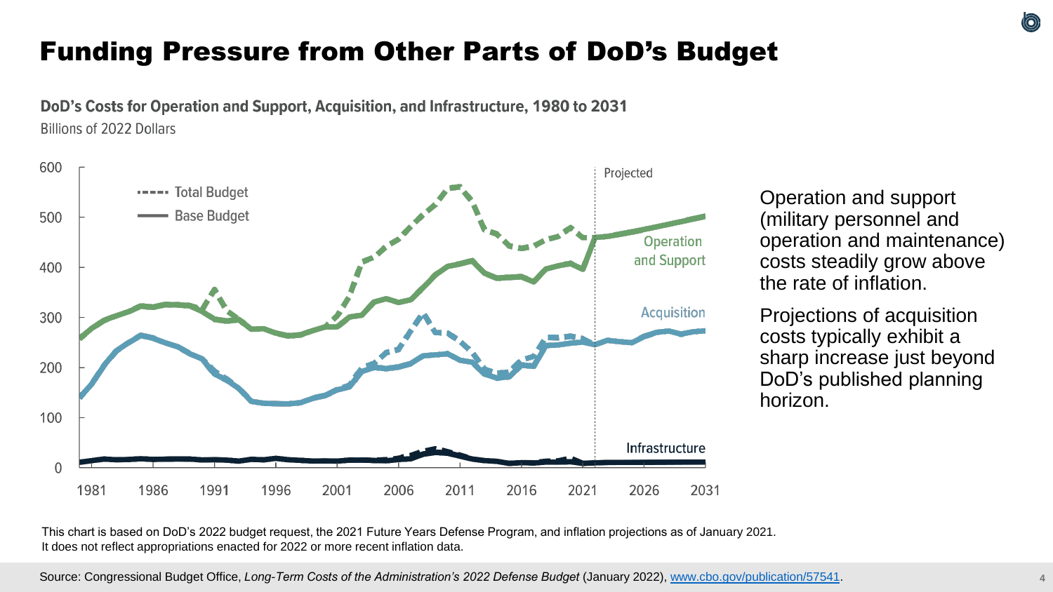# Funding Pressure from Other Parts of DoD's Budget

**DoD's Costs for Operation and Support, Acquisition, and Infrastructure, 1980 to 2031**

Billions of 2022 Dollars

Operation and support (military personnel and operation and maintenance) costs steadily grow above the rate of inflation.

Projections of acquisition costs typically exhibit a sharp increase just beyond DoD's published planning horizon.

This chart is based on DoD's 2022 budget request, the 2021 Future Years Defense Program, and inflation projections as of January 2021. It does not reflect appropriations enacted for 2022 or more recent inflation data.

Source: Congressional Budget Office, *Long-Term Costs of the Administration's 2022 Defense Budget* (January 2022), www.cbo.gov/publication/57541.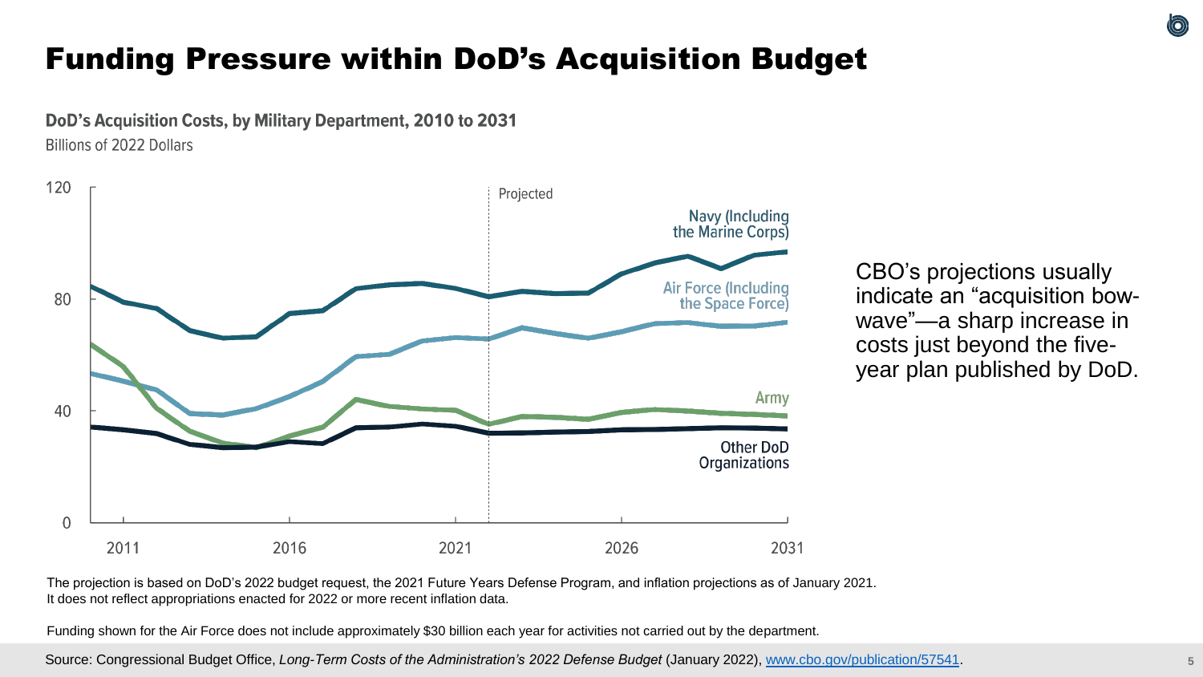# Funding Pressure within DoD's Acquisition Budget

**DoD's Acquisition Costs, by Military Department, 2010 to 2031**

Billions of 2022 Dollars

CBO's projections usually indicate an "acquisition bow-wave"—a sharp increase in costs just beyond the five-year plan published by DoD.

The projection is based on DoD's 2022 budget request, the 2021 Future Years Defense Program, and inflation projections as of January 2021. It does not reflect appropriations enacted for 2022 or more recent inflation data.

Funding shown for the Air Force does not include approximately $30 billion each year for activities not carried out by the department.

Source: Congressional Budget Office, *Long-Term Costs of the Administration's 2022 Defense Budget* (January 2022), www.cbo.gov/publication/57541.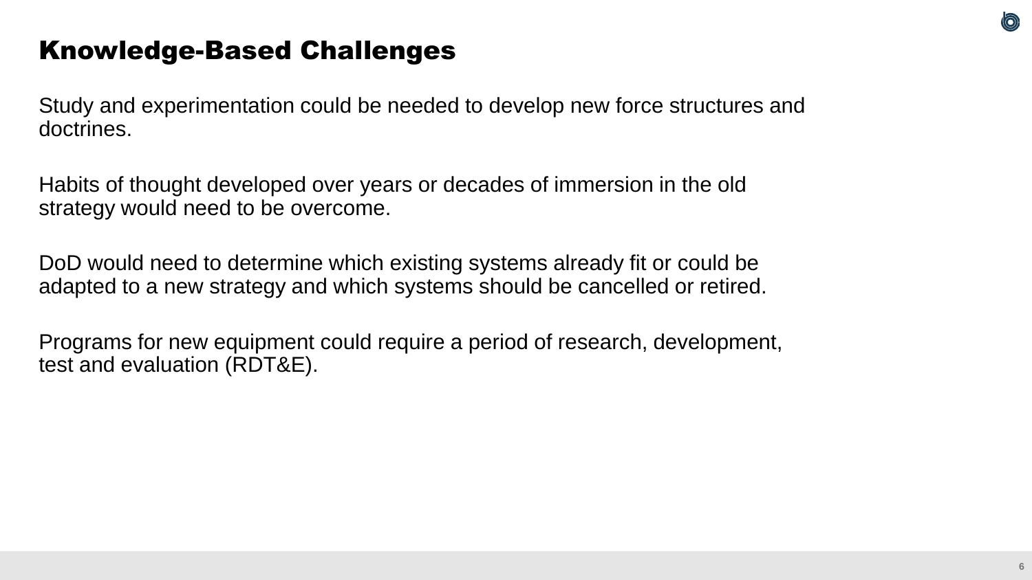## Knowledge-Based Challenges

Study and experimentation could be needed to develop new force structures and doctrines.

Habits of thought developed over years or decades of immersion in the old strategy would need to be overcome.

DoD would need to determine which existing systems already fit or could be adapted to a new strategy and which systems should be cancelled or retired.

Programs for new equipment could require a period of research, development, test and evaluation (RDT&E).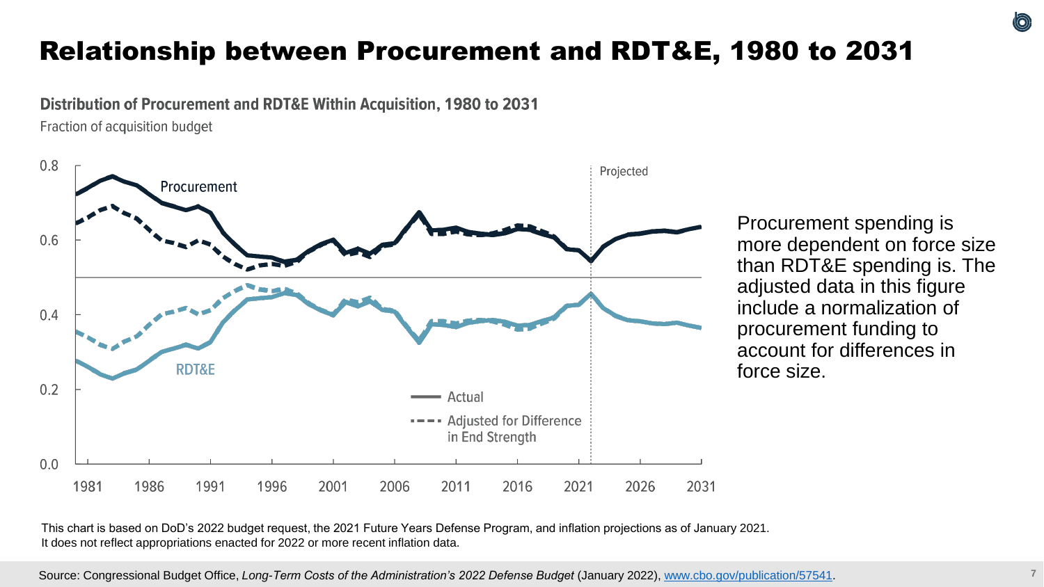# Relationship between Procurement and RDT&E, 1980 to 2031

**Distribution of Procurement and RDT&E Within Acquisition, 1980 to 2031**

Fraction of acquisition budget

0.8
0.6
0.4
0.2
0.0

1981 1986 1991 1996 2001 2006 2011 2016 2021 2026 2031

Projected

Procurement

RDT&E

Actual

Adjusted for Difference in End Strength

Procurement spending is more dependent on force size than RDT&E spending is. The adjusted data in this figure include a normalization of procurement funding to account for differences in force size.

This chart is based on DoD's 2022 budget request, the 2021 Future Years Defense Program, and inflation projections as of January 2021. It does not reflect appropriations enacted for 2022 or more recent inflation data.

Source: Congressional Budget Office, *Long-Term Costs of the Administration's 2022 Defense Budget* (January 2022), www.cbo.gov/publication/57541.